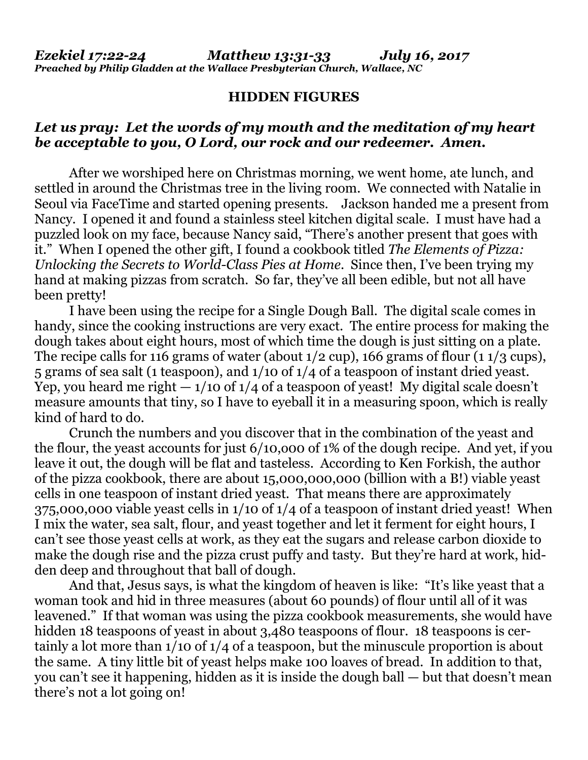***Ezekiel 17:22-24 Matthew 13:31-33 July 16, 2017***
***Preached by Philip Gladden at the Wallace Presbyterian Church, Wallace, NC***

## HIDDEN FIGURES

***Let us pray: Let the words of my mouth and the meditation of my heart be acceptable to you, O Lord, our rock and our redeemer. Amen.***

After we worshiped here on Christmas morning, we went home, ate lunch, and settled in around the Christmas tree in the living room. We connected with Natalie in Seoul via FaceTime and started opening presents. Jackson handed me a present from Nancy. I opened it and found a stainless steel kitchen digital scale. I must have had a puzzled look on my face, because Nancy said, "There's another present that goes with it." When I opened the other gift, I found a cookbook titled *The Elements of Pizza: Unlocking the Secrets to World-Class Pies at Home*. Since then, I've been trying my hand at making pizzas from scratch. So far, they've all been edible, but not all have been pretty!

I have been using the recipe for a Single Dough Ball. The digital scale comes in handy, since the cooking instructions are very exact. The entire process for making the dough takes about eight hours, most of which time the dough is just sitting on a plate. The recipe calls for 116 grams of water (about 1/2 cup), 166 grams of flour (1 1/3 cups), 5 grams of sea salt (1 teaspoon), and 1/10 of 1/4 of a teaspoon of instant dried yeast. Yep, you heard me right — 1/10 of 1/4 of a teaspoon of yeast! My digital scale doesn't measure amounts that tiny, so I have to eyeball it in a measuring spoon, which is really kind of hard to do.

Crunch the numbers and you discover that in the combination of the yeast and the flour, the yeast accounts for just 6/10,000 of 1% of the dough recipe. And yet, if you leave it out, the dough will be flat and tasteless. According to Ken Forkish, the author of the pizza cookbook, there are about 15,000,000,000 (billion with a B!) viable yeast cells in one teaspoon of instant dried yeast. That means there are approximately 375,000,000 viable yeast cells in 1/10 of 1/4 of a teaspoon of instant dried yeast! When I mix the water, sea salt, flour, and yeast together and let it ferment for eight hours, I can't see those yeast cells at work, as they eat the sugars and release carbon dioxide to make the dough rise and the pizza crust puffy and tasty. But they're hard at work, hidden deep and throughout that ball of dough.

And that, Jesus says, is what the kingdom of heaven is like: "It's like yeast that a woman took and hid in three measures (about 60 pounds) of flour until all of it was leavened." If that woman was using the pizza cookbook measurements, she would have hidden 18 teaspoons of yeast in about 3,480 teaspoons of flour. 18 teaspoons is certainly a lot more than 1/10 of 1/4 of a teaspoon, but the minuscule proportion is about the same. A tiny little bit of yeast helps make 100 loaves of bread. In addition to that, you can't see it happening, hidden as it is inside the dough ball — but that doesn't mean there's not a lot going on!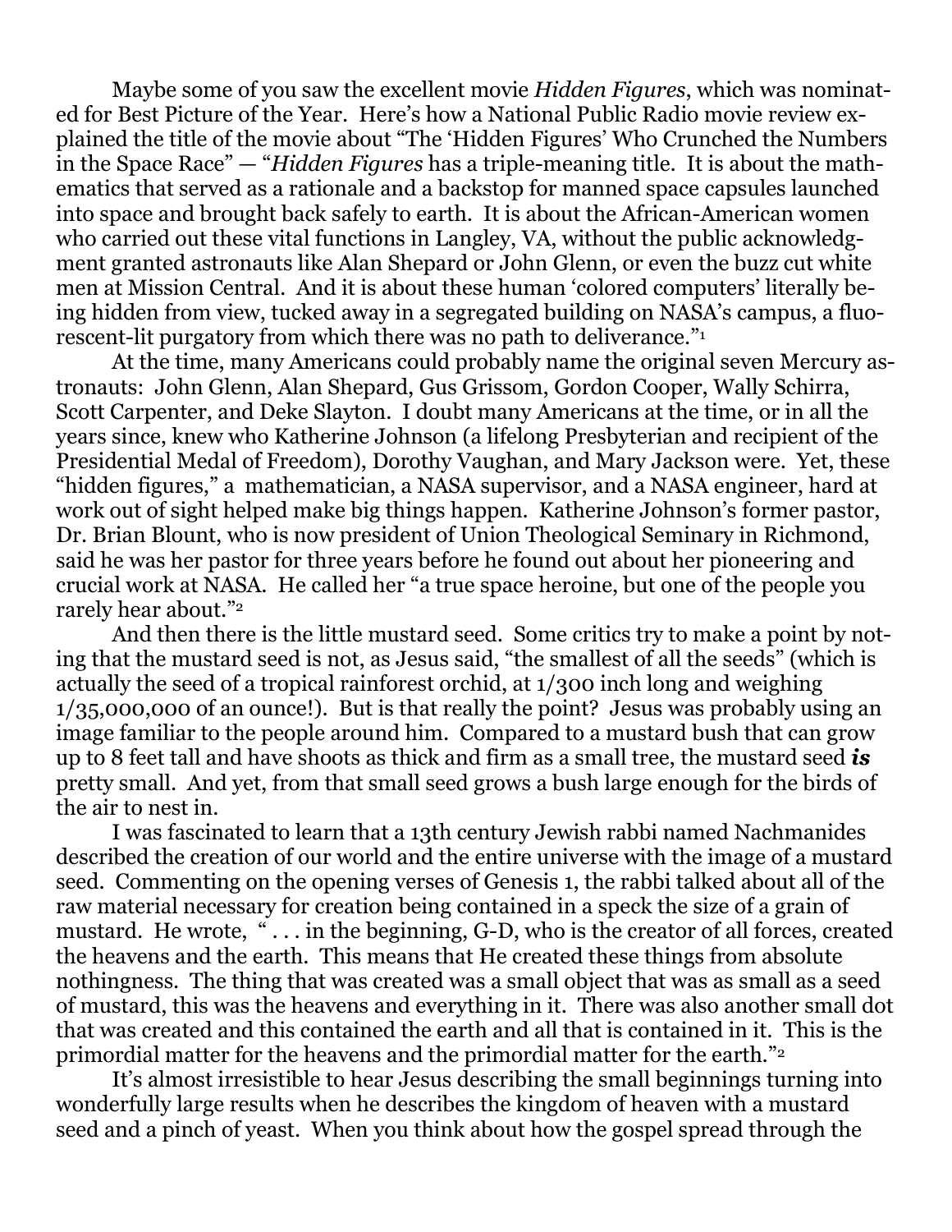Maybe some of you saw the excellent movie *Hidden Figures*, which was nominated for Best Picture of the Year. Here's how a National Public Radio movie review explained the title of the movie about "The 'Hidden Figures' Who Crunched the Numbers in the Space Race" — "*Hidden Figures* has a triple-meaning title. It is about the mathematics that served as a rationale and a backstop for manned space capsules launched into space and brought back safely to earth. It is about the African-American women who carried out these vital functions in Langley, VA, without the public acknowledgment granted astronauts like Alan Shepard or John Glenn, or even the buzz cut white men at Mission Central. And it is about these human 'colored computers' literally being hidden from view, tucked away in a segregated building on NASA's campus, a fluorescent-lit purgatory from which there was no path to deliverance."[1]

At the time, many Americans could probably name the original seven Mercury astronauts: John Glenn, Alan Shepard, Gus Grissom, Gordon Cooper, Wally Schirra, Scott Carpenter, and Deke Slayton. I doubt many Americans at the time, or in all the years since, knew who Katherine Johnson (a lifelong Presbyterian and recipient of the Presidential Medal of Freedom), Dorothy Vaughan, and Mary Jackson were. Yet, these "hidden figures," a mathematician, a NASA supervisor, and a NASA engineer, hard at work out of sight helped make big things happen. Katherine Johnson's former pastor, Dr. Brian Blount, who is now president of Union Theological Seminary in Richmond, said he was her pastor for three years before he found out about her pioneering and crucial work at NASA. He called her "a true space heroine, but one of the people you rarely hear about."[2]

And then there is the little mustard seed. Some critics try to make a point by noting that the mustard seed is not, as Jesus said, "the smallest of all the seeds" (which is actually the seed of a tropical rainforest orchid, at 1/300 inch long and weighing 1/35,000,000 of an ounce!). But is that really the point? Jesus was probably using an image familiar to the people around him. Compared to a mustard bush that can grow up to 8 feet tall and have shoots as thick and firm as a small tree, the mustard seed ***is*** pretty small. And yet, from that small seed grows a bush large enough for the birds of the air to nest in.

I was fascinated to learn that a 13th century Jewish rabbi named Nachmanides described the creation of our world and the entire universe with the image of a mustard seed. Commenting on the opening verses of Genesis 1, the rabbi talked about all of the raw material necessary for creation being contained in a speck the size of a grain of mustard. He wrote, " . . . in the beginning, G-D, who is the creator of all forces, created the heavens and the earth. This means that He created these things from absolute nothingness. The thing that was created was a small object that was as small as a seed of mustard, this was the heavens and everything in it. There was also another small dot that was created and this contained the earth and all that is contained in it. This is the primordial matter for the heavens and the primordial matter for the earth."[2]

It's almost irresistible to hear Jesus describing the small beginnings turning into wonderfully large results when he describes the kingdom of heaven with a mustard seed and a pinch of yeast. When you think about how the gospel spread through the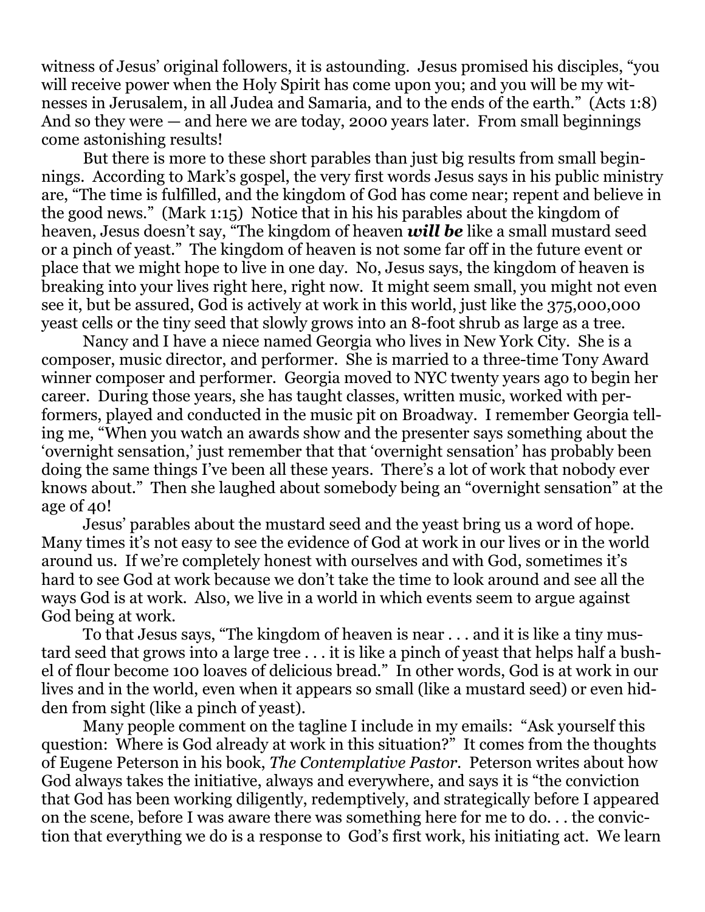witness of Jesus' original followers, it is astounding. Jesus promised his disciples, "you will receive power when the Holy Spirit has come upon you; and you will be my witnesses in Jerusalem, in all Judea and Samaria, and to the ends of the earth." (Acts 1:8) And so they were — and here we are today, 2000 years later. From small beginnings come astonishing results!

But there is more to these short parables than just big results from small beginnings. According to Mark's gospel, the very first words Jesus says in his public ministry are, "The time is fulfilled, and the kingdom of God has come near; repent and believe in the good news." (Mark 1:15) Notice that in his his parables about the kingdom of heaven, Jesus doesn't say, "The kingdom of heaven ***will be*** like a small mustard seed or a pinch of yeast." The kingdom of heaven is not some far off in the future event or place that we might hope to live in one day. No, Jesus says, the kingdom of heaven is breaking into your lives right here, right now. It might seem small, you might not even see it, but be assured, God is actively at work in this world, just like the 375,000,000 yeast cells or the tiny seed that slowly grows into an 8-foot shrub as large as a tree.

Nancy and I have a niece named Georgia who lives in New York City. She is a composer, music director, and performer. She is married to a three-time Tony Award winner composer and performer. Georgia moved to NYC twenty years ago to begin her career. During those years, she has taught classes, written music, worked with performers, played and conducted in the music pit on Broadway. I remember Georgia telling me, "When you watch an awards show and the presenter says something about the 'overnight sensation,' just remember that that 'overnight sensation' has probably been doing the same things I've been all these years. There's a lot of work that nobody ever knows about." Then she laughed about somebody being an "overnight sensation" at the age of 40!

Jesus' parables about the mustard seed and the yeast bring us a word of hope. Many times it's not easy to see the evidence of God at work in our lives or in the world around us. If we're completely honest with ourselves and with God, sometimes it's hard to see God at work because we don't take the time to look around and see all the ways God is at work. Also, we live in a world in which events seem to argue against God being at work.

To that Jesus says, "The kingdom of heaven is near . . . and it is like a tiny mustard seed that grows into a large tree . . . it is like a pinch of yeast that helps half a bushel of flour become 100 loaves of delicious bread." In other words, God is at work in our lives and in the world, even when it appears so small (like a mustard seed) or even hidden from sight (like a pinch of yeast).

Many people comment on the tagline I include in my emails: "Ask yourself this question: Where is God already at work in this situation?" It comes from the thoughts of Eugene Peterson in his book, *The Contemplative Pastor*. Peterson writes about how God always takes the initiative, always and everywhere, and says it is "the conviction that God has been working diligently, redemptively, and strategically before I appeared on the scene, before I was aware there was something here for me to do. . . the conviction that everything we do is a response to God's first work, his initiating act. We learn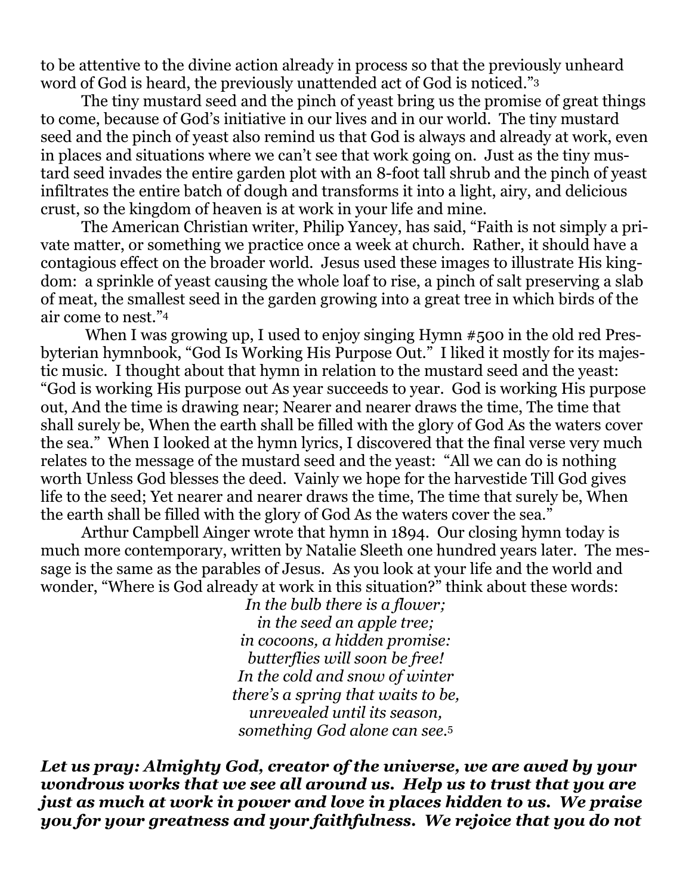to be attentive to the divine action already in process so that the previously unheard word of God is heard, the previously unattended act of God is noticed."[3]

The tiny mustard seed and the pinch of yeast bring us the promise of great things to come, because of God's initiative in our lives and in our world. The tiny mustard seed and the pinch of yeast also remind us that God is always and already at work, even in places and situations where we can't see that work going on. Just as the tiny mustard seed invades the entire garden plot with an 8-foot tall shrub and the pinch of yeast infiltrates the entire batch of dough and transforms it into a light, airy, and delicious crust, so the kingdom of heaven is at work in your life and mine.

The American Christian writer, Philip Yancey, has said, "Faith is not simply a private matter, or something we practice once a week at church. Rather, it should have a contagious effect on the broader world. Jesus used these images to illustrate His kingdom: a sprinkle of yeast causing the whole loaf to rise, a pinch of salt preserving a slab of meat, the smallest seed in the garden growing into a great tree in which birds of the air come to nest."[4]

When I was growing up, I used to enjoy singing Hymn #500 in the old red Presbyterian hymnbook, "God Is Working His Purpose Out." I liked it mostly for its majestic music. I thought about that hymn in relation to the mustard seed and the yeast: "God is working His purpose out As year succeeds to year. God is working His purpose out, And the time is drawing near; Nearer and nearer draws the time, The time that shall surely be, When the earth shall be filled with the glory of God As the waters cover the sea." When I looked at the hymn lyrics, I discovered that the final verse very much relates to the message of the mustard seed and the yeast: "All we can do is nothing worth Unless God blesses the deed. Vainly we hope for the harvestide Till God gives life to the seed; Yet nearer and nearer draws the time, The time that surely be, When the earth shall be filled with the glory of God As the waters cover the sea."

Arthur Campbell Ainger wrote that hymn in 1894. Our closing hymn today is much more contemporary, written by Natalie Sleeth one hundred years later. The message is the same as the parables of Jesus. As you look at your life and the world and wonder, "Where is God already at work in this situation?" think about these words:

*In the bulb there is a flower;*
*in the seed an apple tree;*
*in cocoons, a hidden promise:*
*butterflies will soon be free!*
*In the cold and snow of winter*
*there's a spring that waits to be,*
*unrevealed until its season,*
*something God alone can see.*[5]

***Let us pray: Almighty God, creator of the universe, we are awed by your wondrous works that we see all around us. Help us to trust that you are just as much at work in power and love in places hidden to us. We praise you for your greatness and your faithfulness. We rejoice that you do not***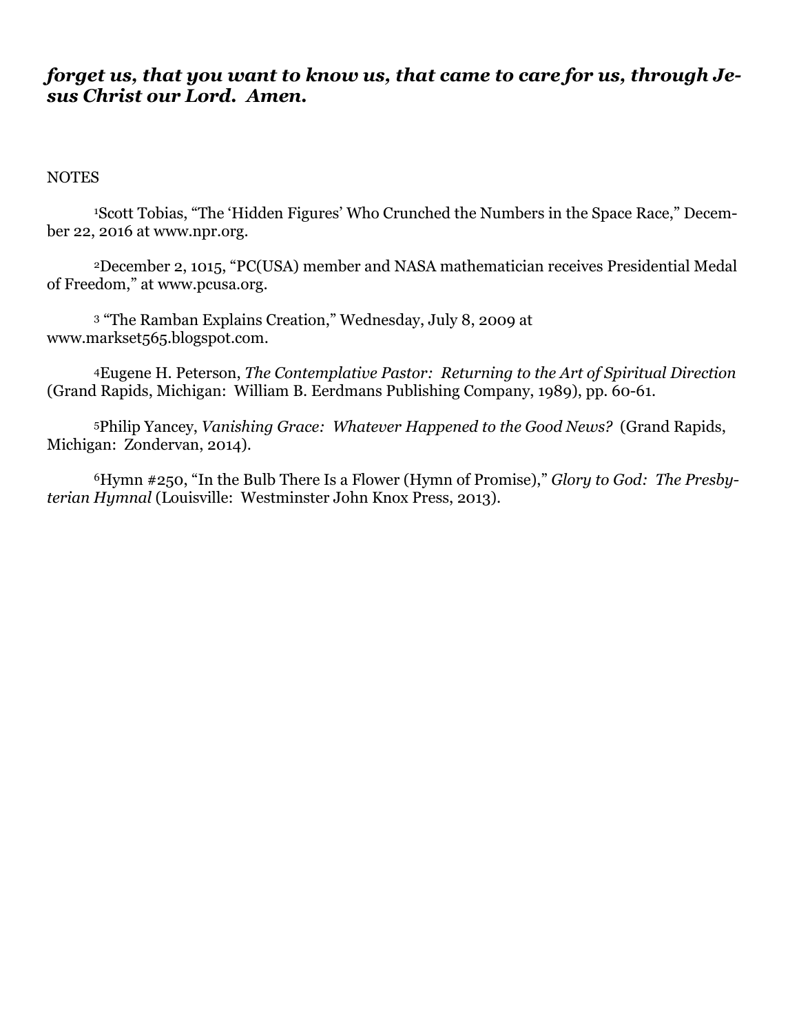***forget us, that you want to know us, that came to care for us, through Jesus Christ our Lord. Amen.***

NOTES

[1]Scott Tobias, "The 'Hidden Figures' Who Crunched the Numbers in the Space Race," December 22, 2016 at www.npr.org.

[2]December 2, 1015, "PC(USA) member and NASA mathematician receives Presidential Medal of Freedom," at www.pcusa.org.

[3] "The Ramban Explains Creation," Wednesday, July 8, 2009 at www.markset565.blogspot.com.

[4]Eugene H. Peterson, *The Contemplative Pastor: Returning to the Art of Spiritual Direction* (Grand Rapids, Michigan: William B. Eerdmans Publishing Company, 1989), pp. 60-61.

[5]Philip Yancey, *Vanishing Grace: Whatever Happened to the Good News?* (Grand Rapids, Michigan: Zondervan, 2014).

[6]Hymn #250, "In the Bulb There Is a Flower (Hymn of Promise)," *Glory to God: The Presbyterian Hymnal* (Louisville: Westminster John Knox Press, 2013).